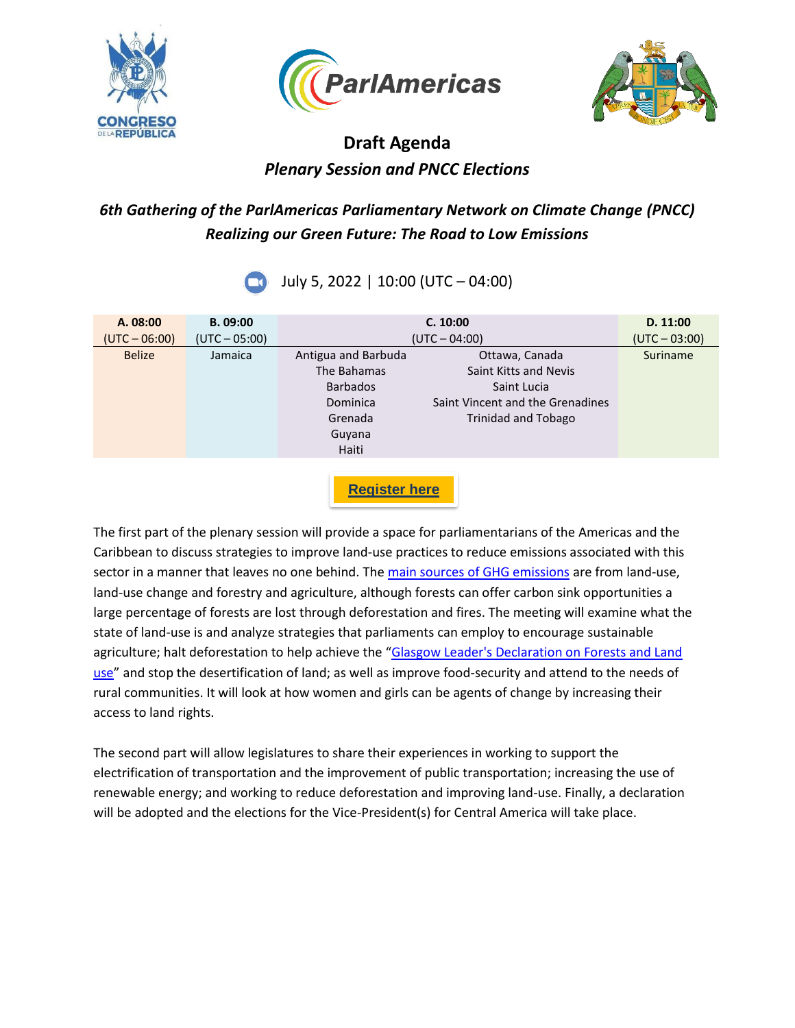# Draft Agenda

## *Plenary Session and PNCC Elections*

### *6th Gathering of the ParlAmericas Parliamentary Network on Climate Change (PNCC)*
### *Realizing our Green Future: The Road to Low Emissions*

July 5, 2022 | 10:00 (UTC – 04:00)

| A. 08:00 (UTC – 06:00) | B. 09:00 (UTC – 05:00) | C. 10:00 (UTC – 04:00) | | D. 11:00 (UTC – 03:00) |
|---|---|---|---|---|
| Belize | Jamaica | Antigua and Barbuda | Ottawa, Canada | Suriname |
| | | The Bahamas | Saint Kitts and Nevis | |
| | | Barbados | Saint Lucia | |
| | | Dominica | Saint Vincent and the Grenadines | |
| | | Grenada | Trinidad and Tobago | |
| | | Guyana | | |
| | | Haiti | | |

**Register here**

The first part of the plenary session will provide a space for parliamentarians of the Americas and the Caribbean to discuss strategies to improve land-use practices to reduce emissions associated with this sector in a manner that leaves no one behind. The main sources of GHG emissions are from land-use, land-use change and forestry and agriculture, although forests can offer carbon sink opportunities a large percentage of forests are lost through deforestation and fires. The meeting will examine what the state of land-use is and analyze strategies that parliaments can employ to encourage sustainable agriculture; halt deforestation to help achieve the "Glasgow Leader's Declaration on Forests and Land use" and stop the desertification of land; as well as improve food-security and attend to the needs of rural communities. It will look at how women and girls can be agents of change by increasing their access to land rights.

The second part will allow legislatures to share their experiences in working to support the electrification of transportation and the improvement of public transportation; increasing the use of renewable energy; and working to reduce deforestation and improving land-use. Finally, a declaration will be adopted and the elections for the Vice-President(s) for Central America will take place.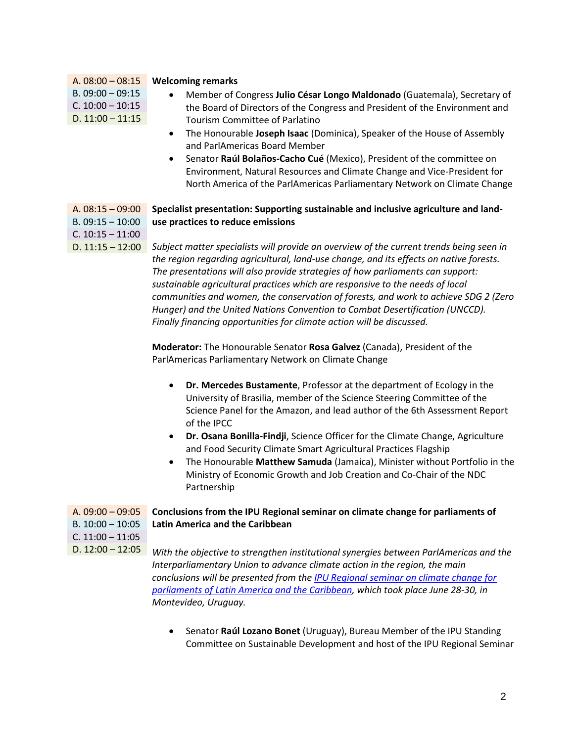A. 08:00 – 08:15
B. 09:00 – 09:15
C. 10:00 – 10:15
D. 11:00 – 11:15

**Welcoming remarks**

- Member of Congress **Julio César Longo Maldonado** (Guatemala), Secretary of the Board of Directors of the Congress and President of the Environment and Tourism Committee of Parlatino
- The Honourable **Joseph Isaac** (Dominica), Speaker of the House of Assembly and ParlAmericas Board Member
- Senator **Raúl Bolaños-Cacho Cué** (Mexico), President of the committee on Environment, Natural Resources and Climate Change and Vice-President for North America of the ParlAmericas Parliamentary Network on Climate Change

A. 08:15 – 09:00
B. 09:15 – 10:00
C. 10:15 – 11:00
D. 11:15 – 12:00

**Specialist presentation: Supporting sustainable and inclusive agriculture and land-use practices to reduce emissions**

*Subject matter specialists will provide an overview of the current trends being seen in the region regarding agricultural, land-use change, and its effects on native forests. The presentations will also provide strategies of how parliaments can support: sustainable agricultural practices which are responsive to the needs of local communities and women, the conservation of forests, and work to achieve SDG 2 (Zero Hunger) and the United Nations Convention to Combat Desertification (UNCCD). Finally financing opportunities for climate action will be discussed.*

**Moderator:** The Honourable Senator **Rosa Galvez** (Canada), President of the ParlAmericas Parliamentary Network on Climate Change

- **Dr. Mercedes Bustamente**, Professor at the department of Ecology in the University of Brasilia, member of the Science Steering Committee of the Science Panel for the Amazon, and lead author of the 6th Assessment Report of the IPCC
- **Dr. Osana Bonilla-Findji**, Science Officer for the Climate Change, Agriculture and Food Security Climate Smart Agricultural Practices Flagship
- The Honourable **Matthew Samuda** (Jamaica), Minister without Portfolio in the Ministry of Economic Growth and Job Creation and Co-Chair of the NDC Partnership

A. 09:00 – 09:05
B. 10:00 – 10:05
C. 11:00 – 11:05
D. 12:00 – 12:05

**Conclusions from the IPU Regional seminar on climate change for parliaments of Latin America and the Caribbean**

*With the objective to strengthen institutional synergies between ParlAmericas and the Interparliamentary Union to advance climate action in the region, the main conclusions will be presented from the IPU Regional seminar on climate change for parliaments of Latin America and the Caribbean, which took place June 28-30, in Montevideo, Uruguay.*

- Senator **Raúl Lozano Bonet** (Uruguay), Bureau Member of the IPU Standing Committee on Sustainable Development and host of the IPU Regional Seminar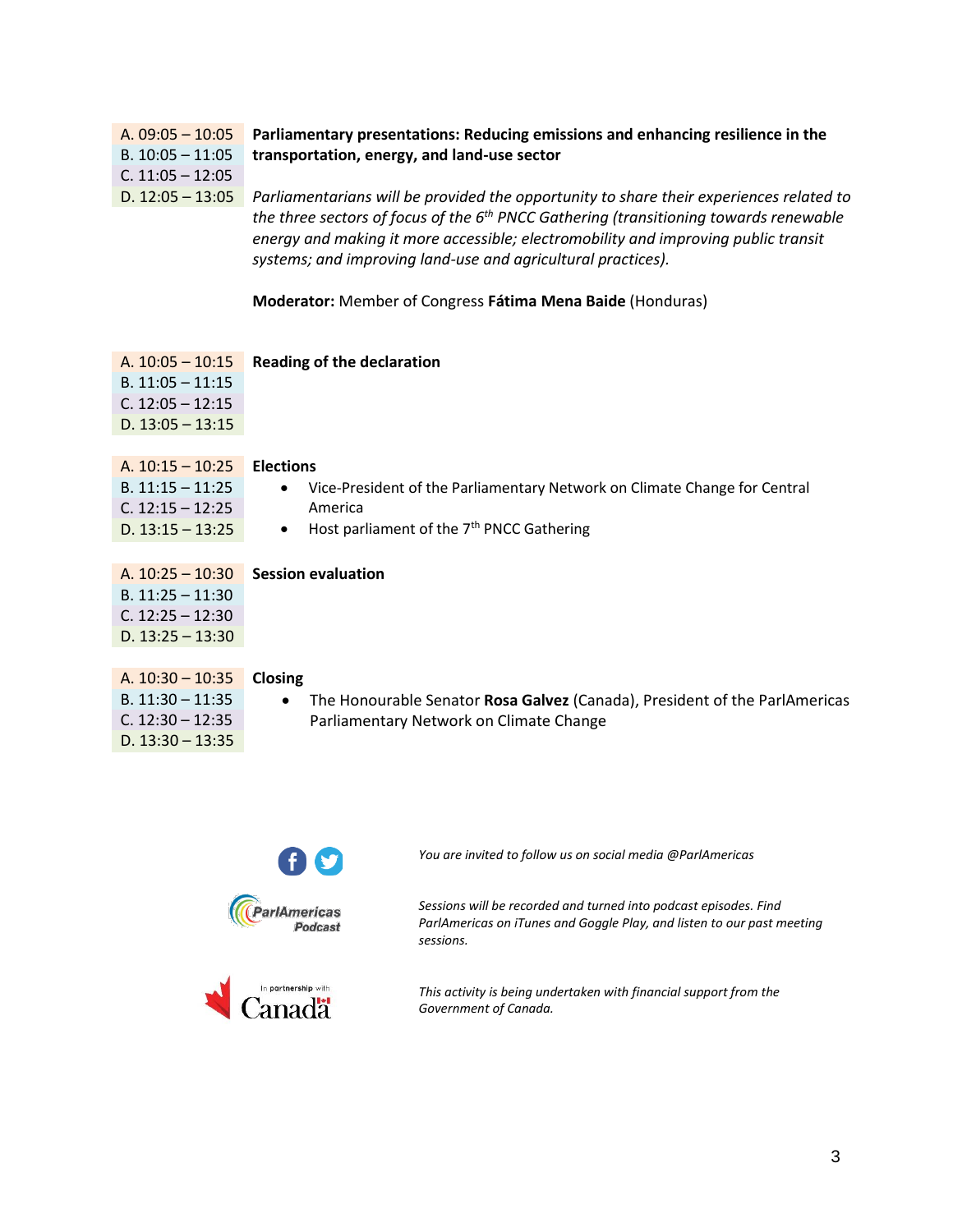| | |
|---|---|
| A. 09:05 – 10:05<br>B. 10:05 – 11:05<br>C. 11:05 – 12:05<br>D. 12:05 – 13:05 | **Parliamentary presentations: Reducing emissions and enhancing resilience in the transportation, energy, and land-use sector**<br><br>*Parliamentarians will be provided the opportunity to share their experiences related to the three sectors of focus of the 6th PNCC Gathering (transitioning towards renewable energy and making it more accessible; electromobility and improving public transit systems; and improving land-use and agricultural practices).*<br><br>**Moderator:** Member of Congress **Fátima Mena Baide** (Honduras) |
| A. 10:05 – 10:15<br>B. 11:05 – 11:15<br>C. 12:05 – 12:15<br>D. 13:05 – 13:15 | **Reading of the declaration** |
| A. 10:15 – 10:25<br>B. 11:15 – 11:25<br>C. 12:15 – 12:25<br>D. 13:15 – 13:25 | **Elections**<br>• Vice-President of the Parliamentary Network on Climate Change for Central America<br>• Host parliament of the 7th PNCC Gathering |
| A. 10:25 – 10:30<br>B. 11:25 – 11:30<br>C. 12:25 – 12:30<br>D. 13:25 – 13:30 | **Session evaluation** |
| A. 10:30 – 10:35<br>B. 11:30 – 11:35<br>C. 12:30 – 12:35<br>D. 13:30 – 13:35 | **Closing**<br>• The Honourable Senator **Rosa Galvez** (Canada), President of the ParlAmericas Parliamentary Network on Climate Change |

*You are invited to follow us on social media @ParlAmericas*

*Sessions will be recorded and turned into podcast episodes. Find ParlAmericas on iTunes and Goggle Play, and listen to our past meeting sessions.*

*This activity is being undertaken with financial support from the Government of Canada.*